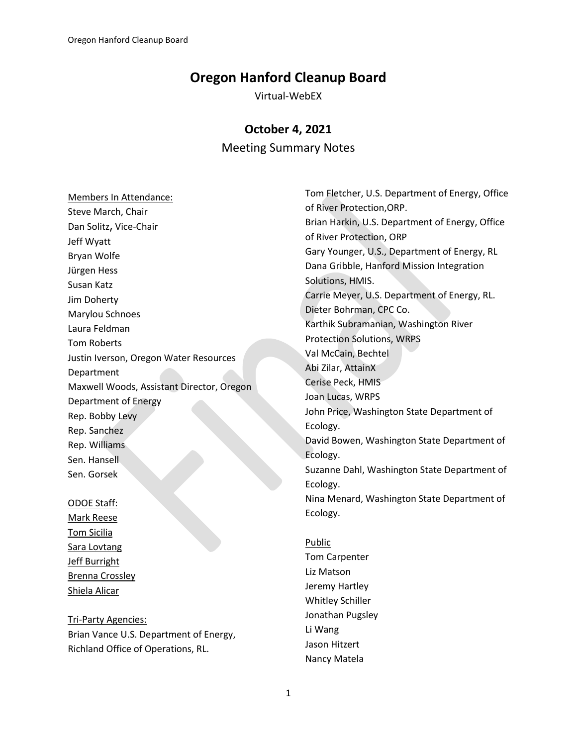# Oregon Hanford Cleanup Board

Virtual-WebEX

## October 4, 2021

Meeting Summary Notes

Members In Attendance:
Steve March, Chair
Dan Solitz, Vice-Chair
Jeff Wyatt
Bryan Wolfe
Jürgen Hess
Susan Katz
Jim Doherty
Marylou Schnoes
Laura Feldman
Tom Roberts
Justin Iverson, Oregon Water Resources Department
Maxwell Woods, Assistant Director, Oregon Department of Energy
Rep. Bobby Levy
Rep. Sanchez
Rep. Williams
Sen. Hansell
Sen. Gorsek

ODOE Staff:
Mark Reese
Tom Sicilia
Sara Lovtang
Jeff Burright
Brenna Crossley
Shiela Alicar

Tri-Party Agencies:
Brian Vance U.S. Department of Energy, Richland Office of Operations, RL.
Tom Fletcher, U.S. Department of Energy, Office of River Protection,ORP.
Brian Harkin, U.S. Department of Energy, Office of River Protection, ORP
Gary Younger, U.S., Department of Energy, RL
Dana Gribble, Hanford Mission Integration Solutions, HMIS.
Carrie Meyer, U.S. Department of Energy, RL.
Dieter Bohrman, CPC Co.
Karthik Subramanian, Washington River Protection Solutions, WRPS
Val McCain, Bechtel
Abi Zilar, AttainX
Cerise Peck, HMIS
Joan Lucas, WRPS
John Price, Washington State Department of Ecology.
David Bowen, Washington State Department of Ecology.
Suzanne Dahl, Washington State Department of Ecology.
Nina Menard, Washington State Department of Ecology.

Public
Tom Carpenter
Liz Matson
Jeremy Hartley
Whitley Schiller
Jonathan Pugsley
Li Wang
Jason Hitzert
Nancy Matela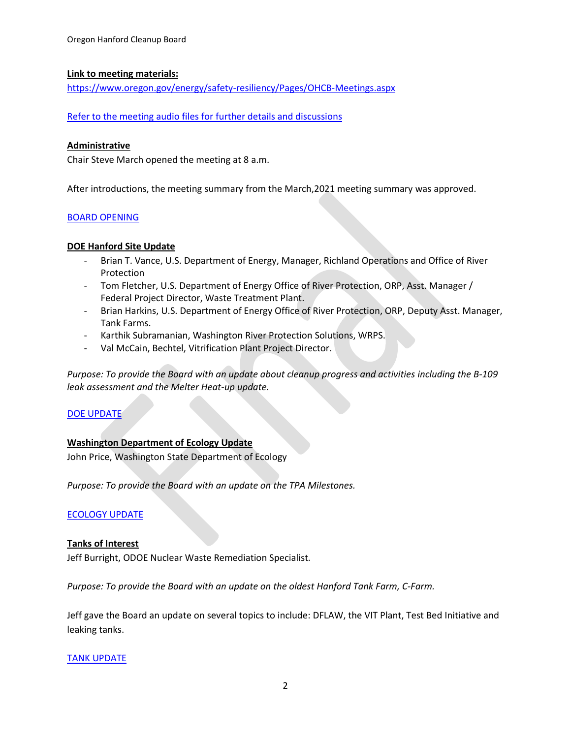**Link to meeting materials:**
[https://www.oregon.gov/energy/safety-resiliency/Pages/OHCB-Meetings.aspx](https://www.oregon.gov/energy/safety-resiliency/Pages/OHCB-Meetings.aspx)

[Refer to the meeting audio files for further details and discussions]()

**Administrative**

Chair Steve March opened the meeting at 8 a.m.

After introductions, the meeting summary from the March,2021 meeting summary was approved.

[BOARD OPENING]()

**DOE Hanford Site Update**

- Brian T. Vance, U.S. Department of Energy, Manager, Richland Operations and Office of River Protection
- Tom Fletcher, U.S. Department of Energy Office of River Protection, ORP, Asst. Manager / Federal Project Director, Waste Treatment Plant.
- Brian Harkins, U.S. Department of Energy Office of River Protection, ORP, Deputy Asst. Manager, Tank Farms.
- Karthik Subramanian, Washington River Protection Solutions, WRPS.
- Val McCain, Bechtel, Vitrification Plant Project Director.

*Purpose: To provide the Board with an update about cleanup progress and activities including the B-109 leak assessment and the Melter Heat-up update.*

[DOE UPDATE]()

**Washington Department of Ecology Update**

John Price, Washington State Department of Ecology

*Purpose: To provide the Board with an update on the TPA Milestones.*

[ECOLOGY UPDATE]()

**Tanks of Interest**

Jeff Burright, ODOE Nuclear Waste Remediation Specialist.

*Purpose: To provide the Board with an update on the oldest Hanford Tank Farm, C-Farm.*

Jeff gave the Board an update on several topics to include: DFLAW, the VIT Plant, Test Bed Initiative and leaking tanks.

[TANK UPDATE]()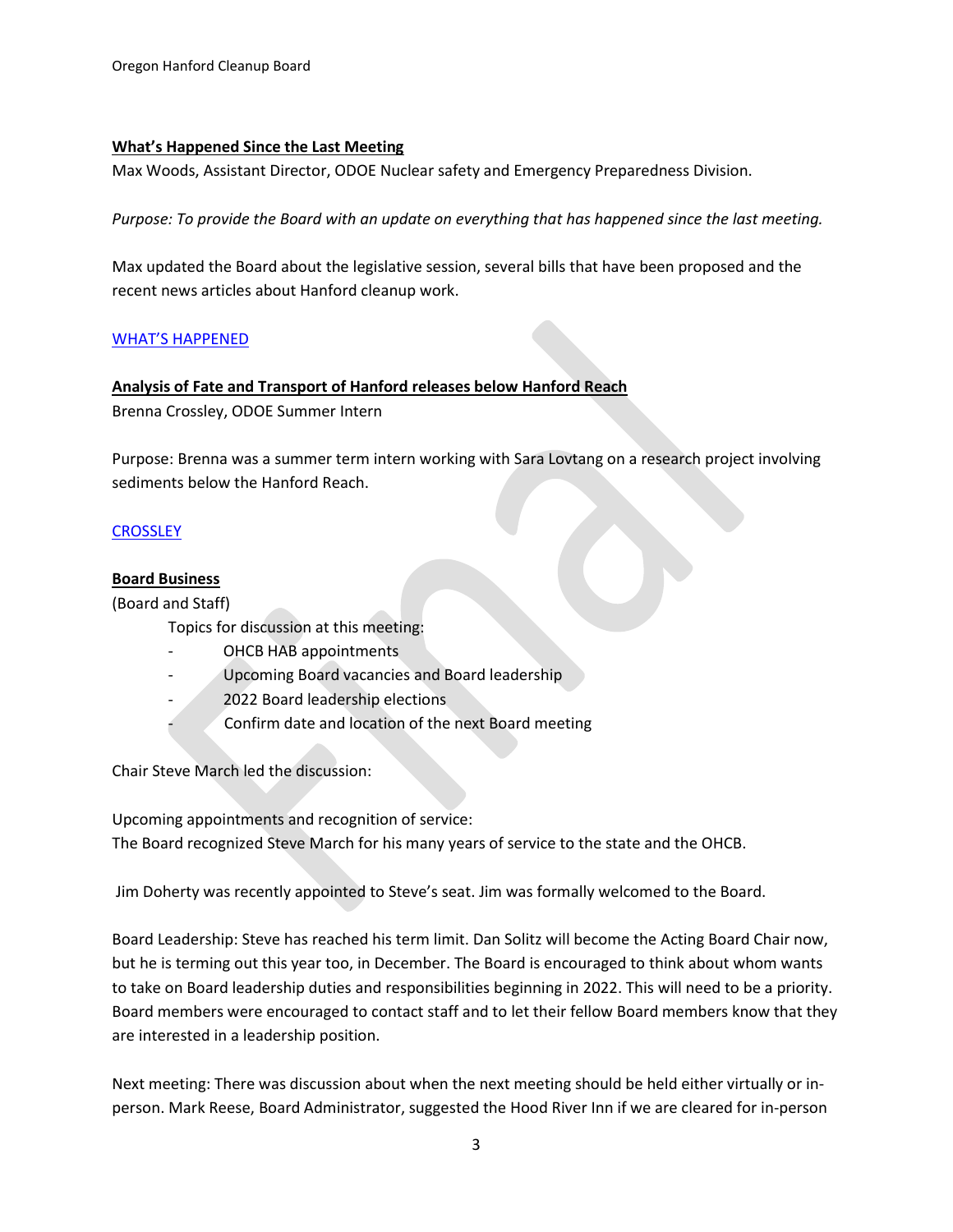**What's Happened Since the Last Meeting**

Max Woods, Assistant Director, ODOE Nuclear safety and Emergency Preparedness Division.

*Purpose: To provide the Board with an update on everything that has happened since the last meeting.*

Max updated the Board about the legislative session, several bills that have been proposed and the recent news articles about Hanford cleanup work.

WHAT'S HAPPENED

**Analysis of Fate and Transport of Hanford releases below Hanford Reach**

Brenna Crossley, ODOE Summer Intern

Purpose: Brenna was a summer term intern working with Sara Lovtang on a research project involving sediments below the Hanford Reach.

CROSSLEY

**Board Business**

(Board and Staff)

Topics for discussion at this meeting:

- OHCB HAB appointments
- Upcoming Board vacancies and Board leadership
- 2022 Board leadership elections
- Confirm date and location of the next Board meeting

Chair Steve March led the discussion:

Upcoming appointments and recognition of service:
The Board recognized Steve March for his many years of service to the state and the OHCB.

Jim Doherty was recently appointed to Steve's seat. Jim was formally welcomed to the Board.

Board Leadership: Steve has reached his term limit. Dan Solitz will become the Acting Board Chair now, but he is terming out this year too, in December. The Board is encouraged to think about whom wants to take on Board leadership duties and responsibilities beginning in 2022. This will need to be a priority. Board members were encouraged to contact staff and to let their fellow Board members know that they are interested in a leadership position.

Next meeting: There was discussion about when the next meeting should be held either virtually or in-person. Mark Reese, Board Administrator, suggested the Hood River Inn if we are cleared for in-person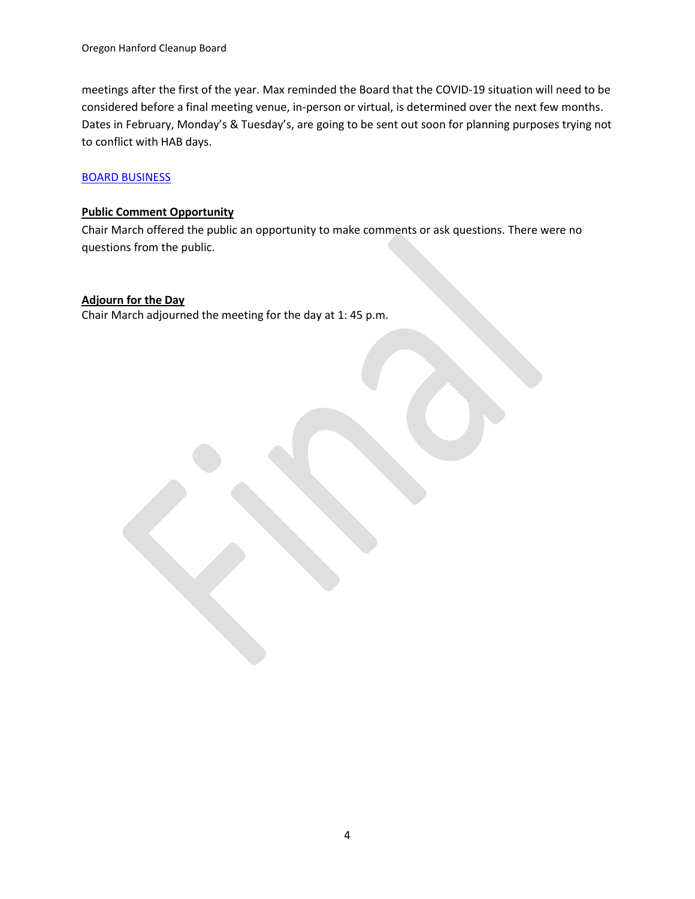meetings after the first of the year. Max reminded the Board that the COVID-19 situation will need to be considered before a final meeting venue, in-person or virtual, is determined over the next few months. Dates in February, Monday's & Tuesday's, are going to be sent out soon for planning purposes trying not to conflict with HAB days.

BOARD BUSINESS

**Public Comment Opportunity**

Chair March offered the public an opportunity to make comments or ask questions. There were no questions from the public.

**Adjourn for the Day**

Chair March adjourned the meeting for the day at 1: 45 p.m.